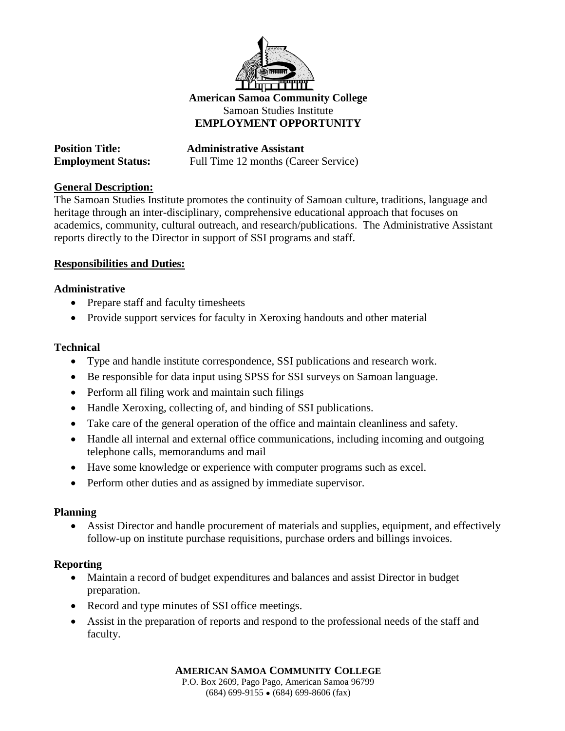**American Samoa Community College**
Samoan Studies Institute
**EMPLOYMENT OPPORTUNITY**

**Position Title:** **Administrative Assistant**
**Employment Status:** Full Time 12 months (Career Service)

**General Description:**

The Samoan Studies Institute promotes the continuity of Samoan culture, traditions, language and heritage through an inter-disciplinary, comprehensive educational approach that focuses on academics, community, cultural outreach, and research/publications. The Administrative Assistant reports directly to the Director in support of SSI programs and staff.

**Responsibilities and Duties:**

**Administrative**

- Prepare staff and faculty timesheets
- Provide support services for faculty in Xeroxing handouts and other material

**Technical**

- Type and handle institute correspondence, SSI publications and research work.
- Be responsible for data input using SPSS for SSI surveys on Samoan language.
- Perform all filing work and maintain such filings
- Handle Xeroxing, collecting of, and binding of SSI publications.
- Take care of the general operation of the office and maintain cleanliness and safety.
- Handle all internal and external office communications, including incoming and outgoing telephone calls, memorandums and mail
- Have some knowledge or experience with computer programs such as excel.
- Perform other duties and as assigned by immediate supervisor.

**Planning**

- Assist Director and handle procurement of materials and supplies, equipment, and effectively follow-up on institute purchase requisitions, purchase orders and billings invoices.

**Reporting**

- Maintain a record of budget expenditures and balances and assist Director in budget preparation.
- Record and type minutes of SSI office meetings.
- Assist in the preparation of reports and respond to the professional needs of the staff and faculty.

**AMERICAN SAMOA COMMUNITY COLLEGE**
P.O. Box 2609, Pago Pago, American Samoa 96799
(684) 699-9155 • (684) 699-8606 (fax)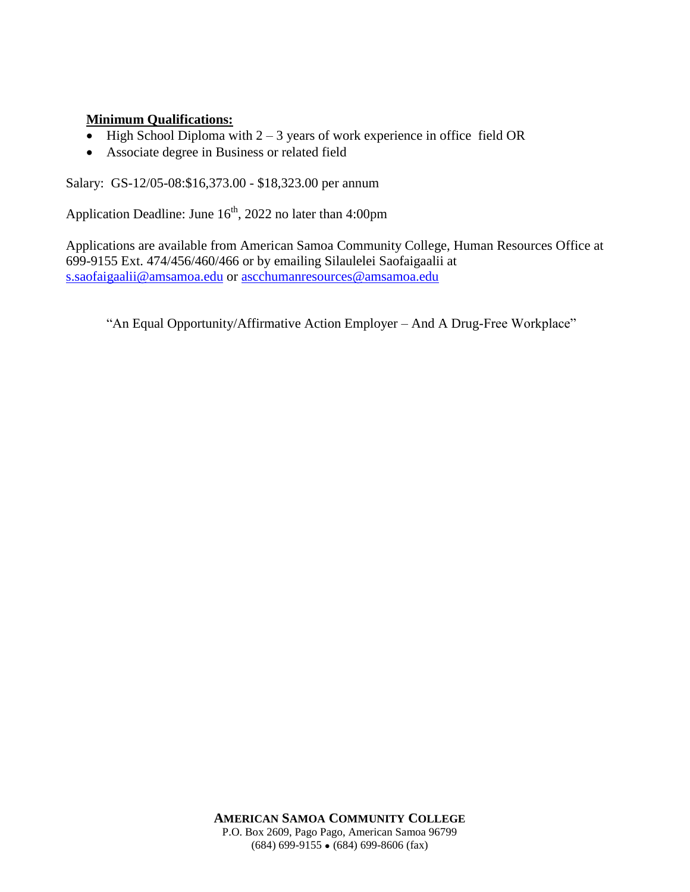**Minimum Qualifications:**

- High School Diploma with 2 – 3 years of work experience in office field OR
- Associate degree in Business or related field

Salary: GS-12/05-08:$16,373.00 - $18,323.00 per annum

Application Deadline: June 16th, 2022 no later than 4:00pm

Applications are available from American Samoa Community College, Human Resources Office at 699-9155 Ext. 474/456/460/466 or by emailing Silaulelei Saofaigaalii at s.saofaigaalii@amsamoa.edu or ascchumanresources@amsamoa.edu

"An Equal Opportunity/Affirmative Action Employer – And A Drug-Free Workplace"

**AMERICAN SAMOA COMMUNITY COLLEGE**
P.O. Box 2609, Pago Pago, American Samoa 96799
(684) 699-9155 • (684) 699-8606 (fax)